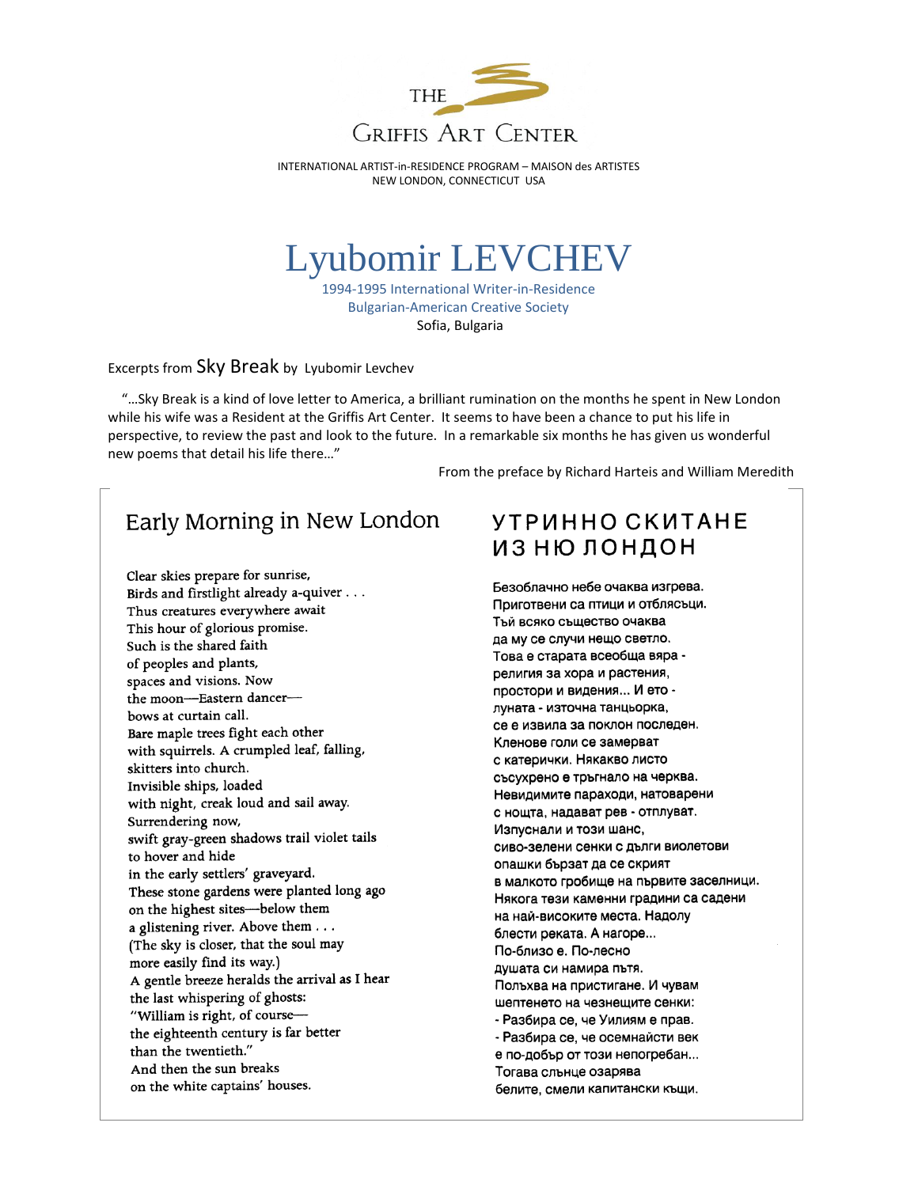THE GRIFFIS ART CENTER

INTERNATIONAL ARTIST-in-RESIDENCE PROGRAM – MAISON des ARTISTES
NEW LONDON, CONNECTICUT USA

# Lyubomir LEVCHEV

1994-1995 International Writer-in-Residence
Bulgarian-American Creative Society
Sofia, Bulgaria

Excerpts from **Sky Break** by Lyubomir Levchev

"…Sky Break is a kind of love letter to America, a brilliant rumination on the months he spent in New London while his wife was a Resident at the Griffis Art Center. It seems to have been a chance to put his life in perspective, to review the past and look to the future. In a remarkable six months he has given us wonderful new poems that detail his life there…"

From the preface by Richard Harteis and William Meredith

## Early Morning in New London

Clear skies prepare for sunrise,
Birds and firstlight already a-quiver . . .
Thus creatures everywhere await
This hour of glorious promise.
Such is the shared faith
of peoples and plants,
spaces and visions. Now
the moon—Eastern dancer—
bows at curtain call.
Bare maple trees fight each other
with squirrels. A crumpled leaf, falling,
skitters into church.
Invisible ships, loaded
with night, creak loud and sail away.
Surrendering now,
swift gray-green shadows trail violet tails
to hover and hide
in the early settlers' graveyard.
These stone gardens were planted long ago
on the highest sites—below them
a glistening river. Above them . . .
(The sky is closer, that the soul may
more easily find its way.)
A gentle breeze heralds the arrival as I hear
the last whispering of ghosts:
"William is right, of course—
the eighteenth century is far better
than the twentieth."
And then the sun breaks
on the white captains' houses.

## УТРИННО СКИТАНЕ ИЗ НЮ ЛОНДОН

Безоблачно небе очаква изгрева.
Приготвени са птици и отблясъци.
Тъй всяко същество очаква
да му се случи нещо светло.
Това е старата всеобща вяра -
религия за хора и растения,
простори и видения... И ето -
луната - източна танцьорка,
се е извила за поклон последен.
Кленове голи се замерват
с катерички. Някакво листо
съсухрено е тръгнало на черква.
Невидимите параходи, натоварени
с нощта, надават рев - отплуват.
Изпуснали и този шанс,
сиво-зелени сенки с дълги виолетови
опашки бързат да се скрият
в малкото гробище на първите заселници.
Някога тези каменни градини са садени
на най-високите места. Надолу
блести реката. А нагоре...
По-близо е. По-лесно
душата си намира пътя.
Полъхва на пристигане. И чувам
шепнето на чезнещите сенки:
- Разбира се, че Уилиям е прав.
- Разбира се, че осемнайсти век
е по-добър от този непогребан...
Тогава слънце озарява
белите, смели капитански къщи.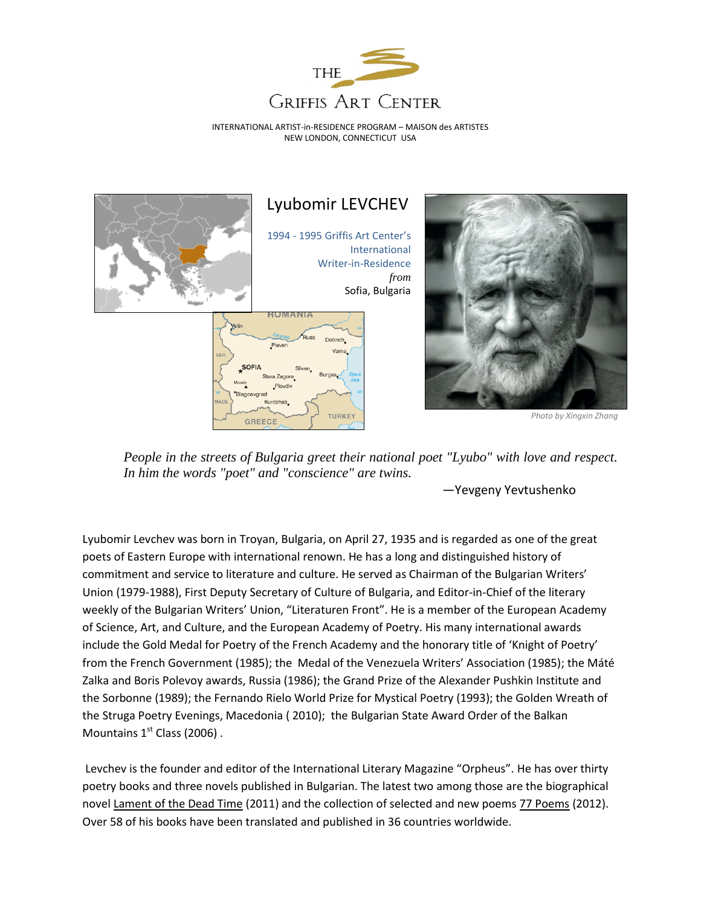THE

GRIFFIS ART CENTER

INTERNATIONAL ARTIST-in-RESIDENCE PROGRAM – MAISON des ARTISTES
NEW LONDON, CONNECTICUT USA

# Lyubomir LEVCHEV

1994 - 1995 Griffis Art Center's International Writer-in-Residence *from* Sofia, Bulgaria

*Photo by Xingxin Zhang*

*People in the streets of Bulgaria greet their national poet "Lyubo" with love and respect. In him the words "poet" and "conscience" are twins.*

—Yevgeny Yevtushenko

Lyubomir Levchev was born in Troyan, Bulgaria, on April 27, 1935 and is regarded as one of the great poets of Eastern Europe with international renown. He has a long and distinguished history of commitment and service to literature and culture. He served as Chairman of the Bulgarian Writers' Union (1979-1988), First Deputy Secretary of Culture of Bulgaria, and Editor-in-Chief of the literary weekly of the Bulgarian Writers' Union, "Literaturen Front". He is a member of the European Academy of Science, Art, and Culture, and the European Academy of Poetry. His many international awards include the Gold Medal for Poetry of the French Academy and the honorary title of 'Knight of Poetry' from the French Government (1985); the Medal of the Venezuela Writers' Association (1985); the Máté Zalka and Boris Polevoy awards, Russia (1986); the Grand Prize of the Alexander Pushkin Institute and the Sorbonne (1989); the Fernando Rielo World Prize for Mystical Poetry (1993); the Golden Wreath of the Struga Poetry Evenings, Macedonia ( 2010); the Bulgarian State Award Order of the Balkan Mountains 1st Class (2006) .

Levchev is the founder and editor of the International Literary Magazine "Orpheus". He has over thirty poetry books and three novels published in Bulgarian. The latest two among those are the biographical novel Lament of the Dead Time (2011) and the collection of selected and new poems 77 Poems (2012). Over 58 of his books have been translated and published in 36 countries worldwide.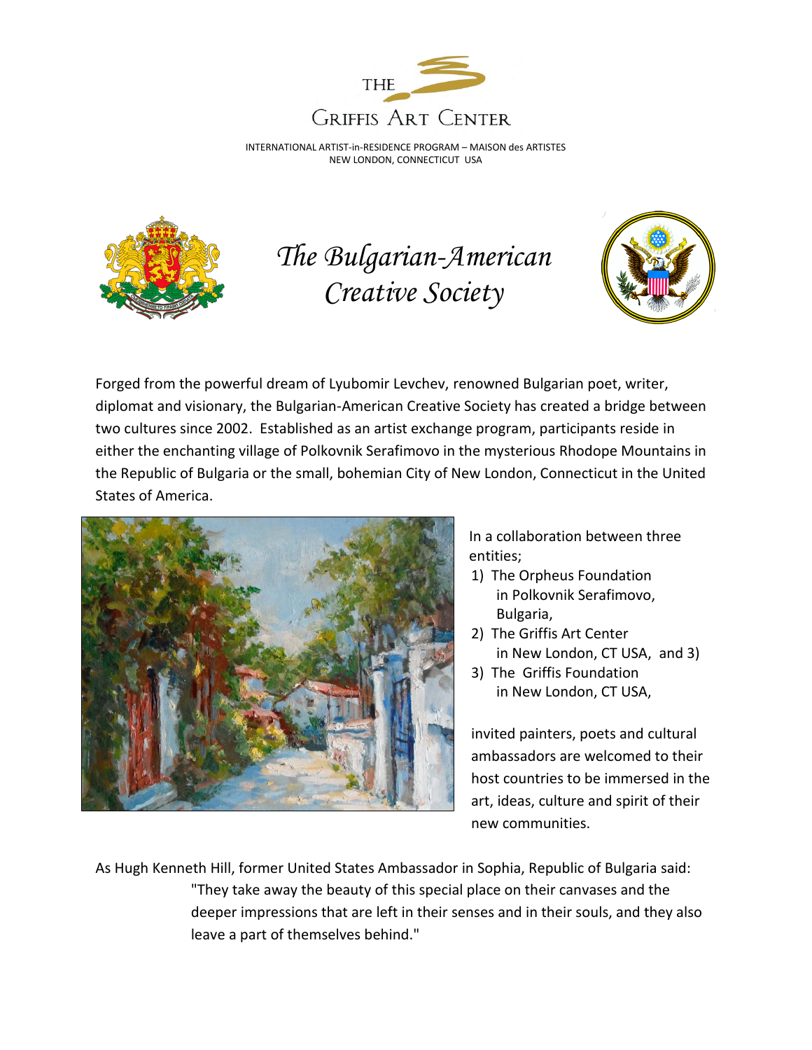THE

Griffis Art Center

INTERNATIONAL ARTIST-in-RESIDENCE PROGRAM – MAISON des ARTISTES
NEW LONDON, CONNECTICUT USA

# *The Bulgarian-American Creative Society*

Forged from the powerful dream of Lyubomir Levchev, renowned Bulgarian poet, writer, diplomat and visionary, the Bulgarian-American Creative Society has created a bridge between two cultures since 2002. Established as an artist exchange program, participants reside in either the enchanting village of Polkovnik Serafimovo in the mysterious Rhodope Mountains in the Republic of Bulgaria or the small, bohemian City of New London, Connecticut in the United States of America.

In a collaboration between three entities;

1) The Orpheus Foundation in Polkovnik Serafimovo, Bulgaria,
2) The Griffis Art Center in New London, CT USA, and 3)
3) The Griffis Foundation in New London, CT USA,

invited painters, poets and cultural ambassadors are welcomed to their host countries to be immersed in the art, ideas, culture and spirit of their new communities.

As Hugh Kenneth Hill, former United States Ambassador in Sophia, Republic of Bulgaria said:

> "They take away the beauty of this special place on their canvases and the deeper impressions that are left in their senses and in their souls, and they also leave a part of themselves behind."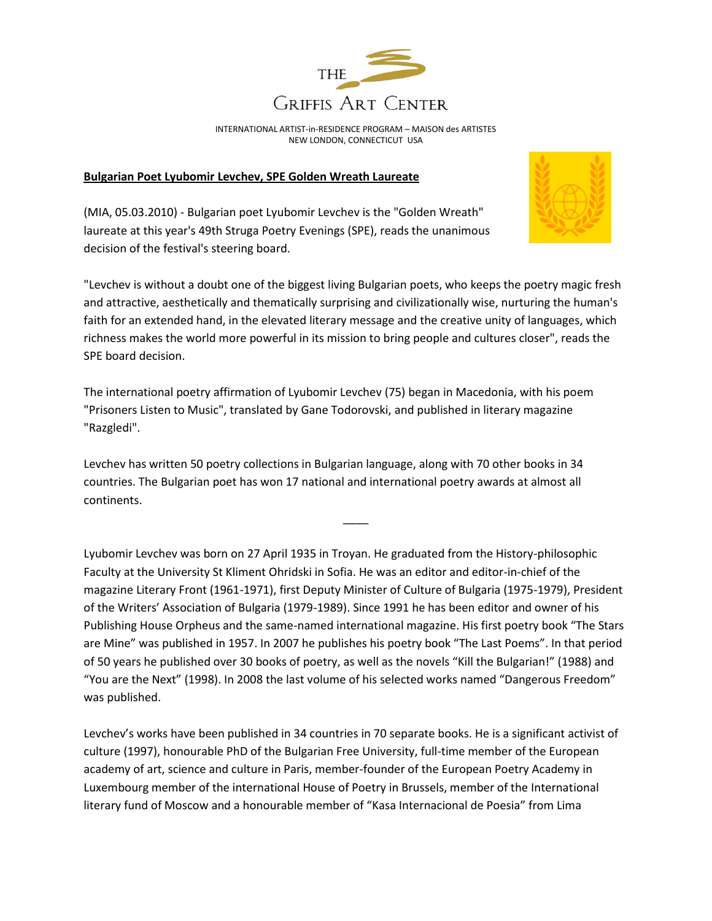THE

GRIFFIS ART CENTER

INTERNATIONAL ARTIST-in-RESIDENCE PROGRAM – MAISON des ARTISTES
NEW LONDON, CONNECTICUT USA

**Bulgarian Poet Lyubomir Levchev, SPE Golden Wreath Laureate**

(MIA, 05.03.2010) - Bulgarian poet Lyubomir Levchev is the "Golden Wreath" laureate at this year's 49th Struga Poetry Evenings (SPE), reads the unanimous decision of the festival's steering board.

"Levchev is without a doubt one of the biggest living Bulgarian poets, who keeps the poetry magic fresh and attractive, aesthetically and thematically surprising and civilizationally wise, nurturing the human's faith for an extended hand, in the elevated literary message and the creative unity of languages, which richness makes the world more powerful in its mission to bring people and cultures closer", reads the SPE board decision.

The international poetry affirmation of Lyubomir Levchev (75) began in Macedonia, with his poem "Prisoners Listen to Music", translated by Gane Todorovski, and published in literary magazine "Razgledi".

Levchev has written 50 poetry collections in Bulgarian language, along with 70 other books in 34 countries. The Bulgarian poet has won 17 national and international poetry awards at almost all continents.

\_\_\_\_

Lyubomir Levchev was born on 27 April 1935 in Troyan. He graduated from the History-philosophic Faculty at the University St Kliment Ohridski in Sofia. He was an editor and editor-in-chief of the magazine Literary Front (1961-1971), first Deputy Minister of Culture of Bulgaria (1975-1979), President of the Writers' Association of Bulgaria (1979-1989). Since 1991 he has been editor and owner of his Publishing House Orpheus and the same-named international magazine. His first poetry book "The Stars are Mine" was published in 1957. In 2007 he publishes his poetry book "The Last Poems". In that period of 50 years he published over 30 books of poetry, as well as the novels "Kill the Bulgarian!" (1988) and "You are the Next" (1998). In 2008 the last volume of his selected works named "Dangerous Freedom" was published.

Levchev's works have been published in 34 countries in 70 separate books. He is a significant activist of culture (1997), honourable PhD of the Bulgarian Free University, full-time member of the European academy of art, science and culture in Paris, member-founder of the European Poetry Academy in Luxembourg member of the international House of Poetry in Brussels, member of the International literary fund of Moscow and a honourable member of "Kasa Internacional de Poesia" from Lima